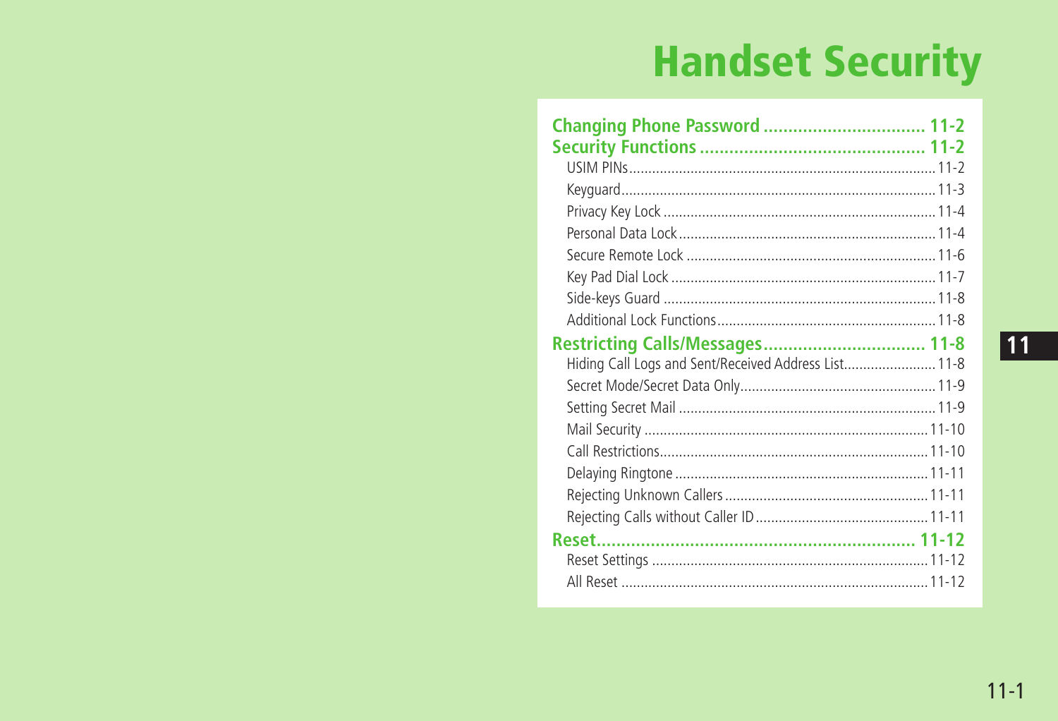# Handset Security

**Changing Phone Password** ................................ **11-2**

**Security Functions** ............................................ **11-2**

- USIM PINs ................................................................ 11-2
- Keyguard ................................................................. 11-3
- Privacy Key Lock ...................................................... 11-4
- Personal Data Lock ................................................... 11-4
- Secure Remote Lock ................................................. 11-6
- Key Pad Dial Lock .................................................... 11-7
- Side-keys Guard ...................................................... 11-8
- Additional Lock Functions ......................................... 11-8

**Restricting Calls/Messages** ................................ **11-8**

- Hiding Call Logs and Sent/Received Address List ........ 11-8
- Secret Mode/Secret Data Only .................................. 11-9
- Setting Secret Mail .................................................. 11-9
- Mail Security ......................................................... 11-10
- Call Restrictions ..................................................... 11-10
- Delaying Ringtone ................................................. 11-11
- Rejecting Unknown Callers ..................................... 11-11
- Rejecting Calls without Caller ID ............................ 11-11

**Reset** ................................................................ **11-12**

- Reset Settings ....................................................... 11-12
- All Reset ............................................................... 11-12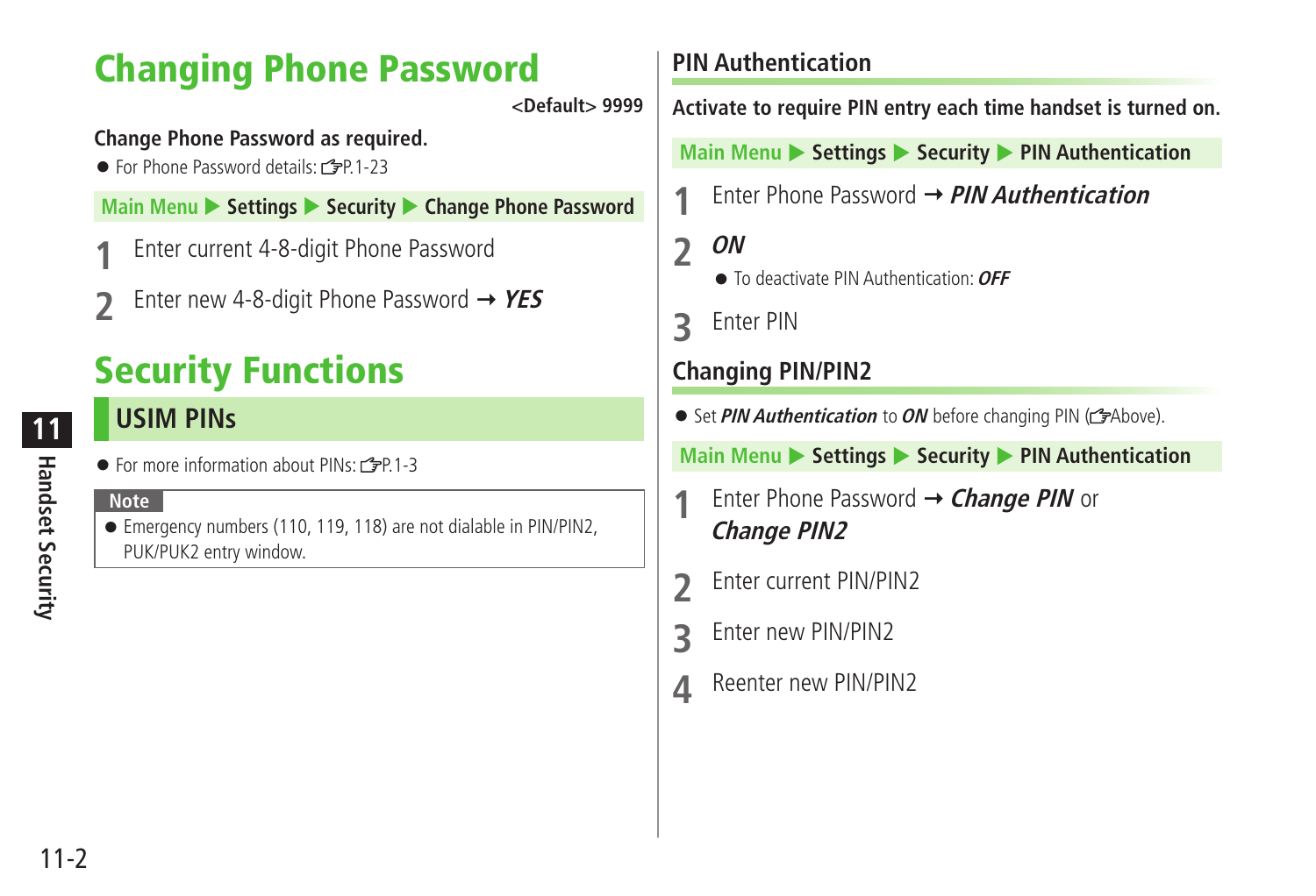# Changing Phone Password

<Default> 9999

**Change Phone Password as required.**

- For Phone Password details: ☞P.1-23

**Main Menu ▶ Settings ▶ Security ▶ Change Phone Password**

1. Enter current 4-8-digit Phone Password
2. Enter new 4-8-digit Phone Password → ***YES***

# Security Functions

## USIM PINs

- For more information about PINs: ☞P.1-3

**Note**

- Emergency numbers (110, 119, 118) are not dialable in PIN/PIN2, PUK/PUK2 entry window.

### PIN Authentication

**Activate to require PIN entry each time handset is turned on.**

**Main Menu ▶ Settings ▶ Security ▶ PIN Authentication**

1. Enter Phone Password → ***PIN Authentication***
2. ***ON***
   - To deactivate PIN Authentication: ***OFF***
3. Enter PIN

### Changing PIN/PIN2

- Set ***PIN Authentication*** to ***ON*** before changing PIN (☞Above).

**Main Menu ▶ Settings ▶ Security ▶ PIN Authentication**

1. Enter Phone Password → ***Change PIN*** or ***Change PIN2***
2. Enter current PIN/PIN2
3. Enter new PIN/PIN2
4. Reenter new PIN/PIN2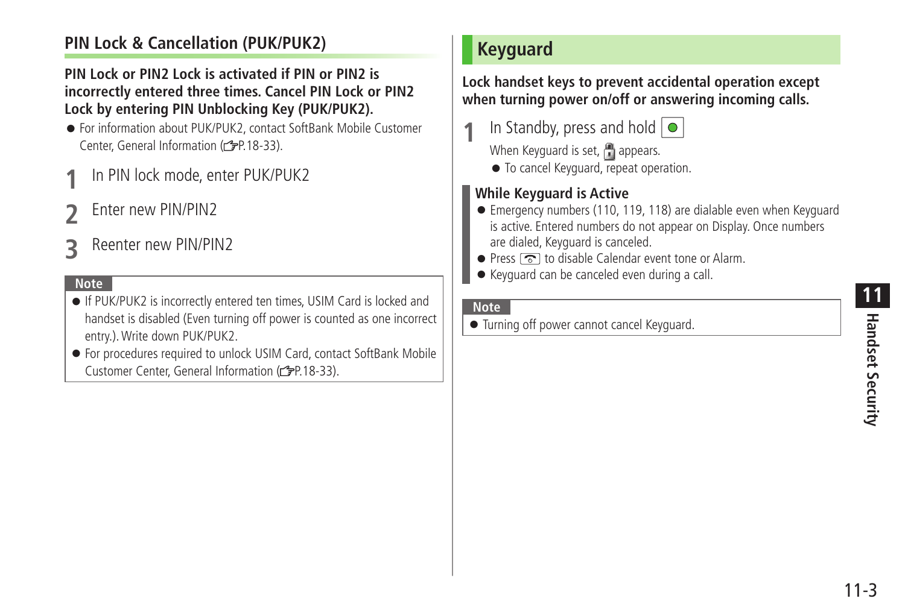## PIN Lock & Cancellation (PUK/PUK2)

**PIN Lock or PIN2 Lock is activated if PIN or PIN2 is incorrectly entered three times. Cancel PIN Lock or PIN2 Lock by entering PIN Unblocking Key (PUK/PUK2).**

- For information about PUK/PUK2, contact SoftBank Mobile Customer Center, General Information (☞P.18-33).

1. In PIN lock mode, enter PUK/PUK2
2. Enter new PIN/PIN2
3. Reenter new PIN/PIN2

**Note**

- If PUK/PUK2 is incorrectly entered ten times, USIM Card is locked and handset is disabled (Even turning off power is counted as one incorrect entry.). Write down PUK/PUK2.
- For procedures required to unlock USIM Card, contact SoftBank Mobile Customer Center, General Information (☞P.18-33).

# Keyguard

**Lock handset keys to prevent accidental operation except when turning power on/off or answering incoming calls.**

1. In Standby, press and hold [●]

   When Keyguard is set, 🔒 appears.

   - To cancel Keyguard, repeat operation.

### While Keyguard is Active

- Emergency numbers (110, 119, 118) are dialable even when Keyguard is active. Entered numbers do not appear on Display. Once numbers are dialed, Keyguard is canceled.
- Press [⏻] to disable Calendar event tone or Alarm.
- Keyguard can be canceled even during a call.

**Note**

- Turning off power cannot cancel Keyguard.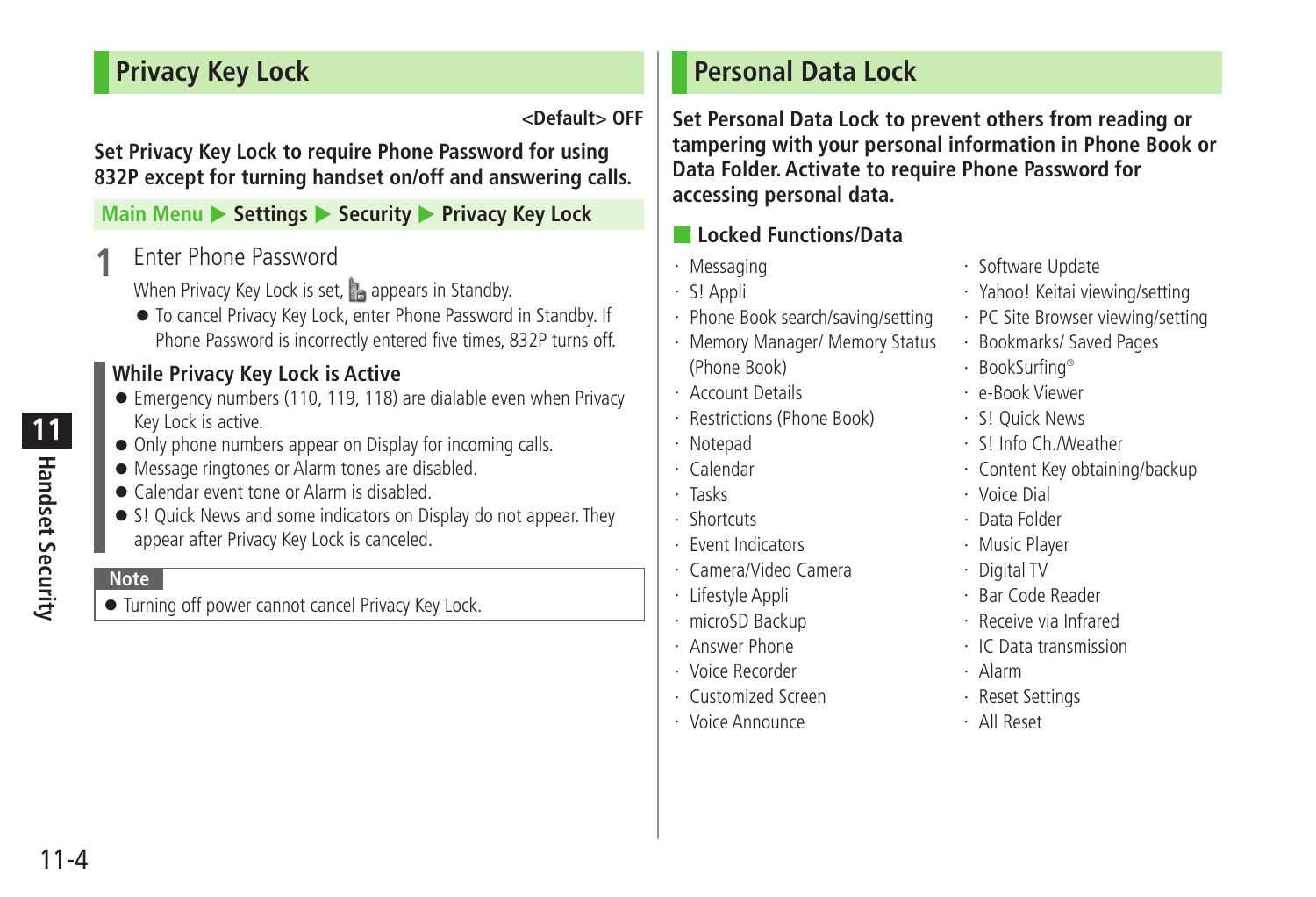## Privacy Key Lock

<Default> OFF

**Set Privacy Key Lock to require Phone Password for using 832P except for turning handset on/off and answering calls.**

**Main Menu ▶ Settings ▶ Security ▶ Privacy Key Lock**

**1** Enter Phone Password

When Privacy Key Lock is set, appears in Standby.

- To cancel Privacy Key Lock, enter Phone Password in Standby. If Phone Password is incorrectly entered five times, 832P turns off.

### While Privacy Key Lock is Active

- Emergency numbers (110, 119, 118) are dialable even when Privacy Key Lock is active.
- Only phone numbers appear on Display for incoming calls.
- Message ringtones or Alarm tones are disabled.
- Calendar event tone or Alarm is disabled.
- S! Quick News and some indicators on Display do not appear. They appear after Privacy Key Lock is canceled.

**Note**

- Turning off power cannot cancel Privacy Key Lock.

## Personal Data Lock

**Set Personal Data Lock to prevent others from reading or tampering with your personal information in Phone Book or Data Folder. Activate to require Phone Password for accessing personal data.**

### Locked Functions/Data

- Messaging
- S! Appli
- Phone Book search/saving/setting
- Memory Manager/ Memory Status (Phone Book)
- Account Details
- Restrictions (Phone Book)
- Notepad
- Calendar
- Tasks
- Shortcuts
- Event Indicators
- Camera/Video Camera
- Lifestyle Appli
- microSD Backup
- Answer Phone
- Voice Recorder
- Customized Screen
- Voice Announce
- Software Update
- Yahoo! Keitai viewing/setting
- PC Site Browser viewing/setting
- Bookmarks/ Saved Pages
- BookSurfing®
- e-Book Viewer
- S! Quick News
- S! Info Ch./Weather
- Content Key obtaining/backup
- Voice Dial
- Data Folder
- Music Player
- Digital TV
- Bar Code Reader
- Receive via Infrared
- IC Data transmission
- Alarm
- Reset Settings
- All Reset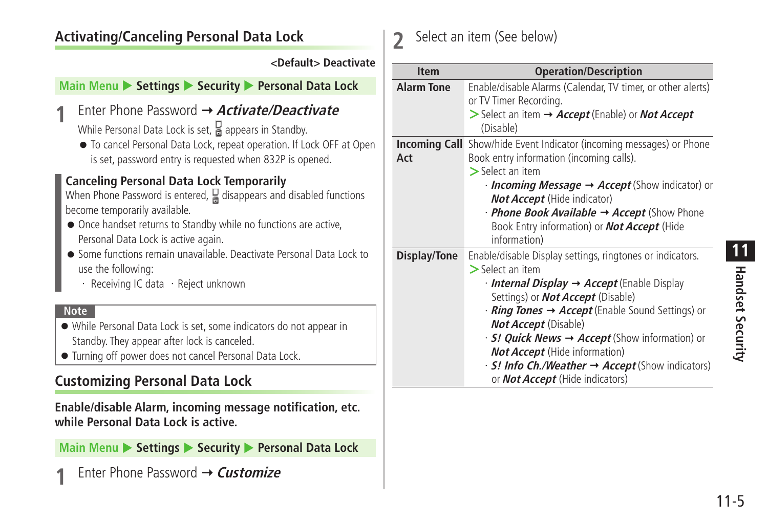## Activating/Canceling Personal Data Lock

**<Default> Deactivate**

**Main Menu ▶ Settings ▶ Security ▶ Personal Data Lock**

**1** Enter Phone Password → ***Activate/Deactivate***

While Personal Data Lock is set, appears in Standby.

- To cancel Personal Data Lock, repeat operation. If Lock OFF at Open is set, password entry is requested when 832P is opened.

### Canceling Personal Data Lock Temporarily

When Phone Password is entered, disappears and disabled functions become temporarily available.

- Once handset returns to Standby while no functions are active, Personal Data Lock is active again.
- Some functions remain unavailable. Deactivate Personal Data Lock to use the following:
  - · Receiving IC data · Reject unknown

**Note**

- While Personal Data Lock is set, some indicators do not appear in Standby. They appear after lock is canceled.
- Turning off power does not cancel Personal Data Lock.

## Customizing Personal Data Lock

**Enable/disable Alarm, incoming message notification, etc. while Personal Data Lock is active.**

**Main Menu ▶ Settings ▶ Security ▶ Personal Data Lock**

**1** Enter Phone Password → ***Customize***

**2** Select an item (See below)

| Item | Operation/Description |
|---|---|
| **Alarm Tone** | Enable/disable Alarms (Calendar, TV timer, or other alerts) or TV Timer Recording.<br>> Select an item → ***Accept*** (Enable) or ***Not Accept*** (Disable) |
| **Incoming Call Act** | Show/hide Event Indicator (incoming messages) or Phone Book entry information (incoming calls).<br>> Select an item<br>· ***Incoming Message*** → ***Accept*** (Show indicator) or ***Not Accept*** (Hide indicator)<br>· ***Phone Book Available*** → ***Accept*** (Show Phone Book Entry information) or ***Not Accept*** (Hide information) |
| **Display/Tone** | Enable/disable Display settings, ringtones or indicators.<br>> Select an item<br>· ***Internal Display*** → ***Accept*** (Enable Display Settings) or ***Not Accept*** (Disable)<br>· ***Ring Tones*** → ***Accept*** (Enable Sound Settings) or ***Not Accept*** (Disable)<br>· ***S! Quick News*** → ***Accept*** (Show information) or ***Not Accept*** (Hide information)<br>· ***S! Info Ch./Weather*** → ***Accept*** (Show indicators) or ***Not Accept*** (Hide indicators) |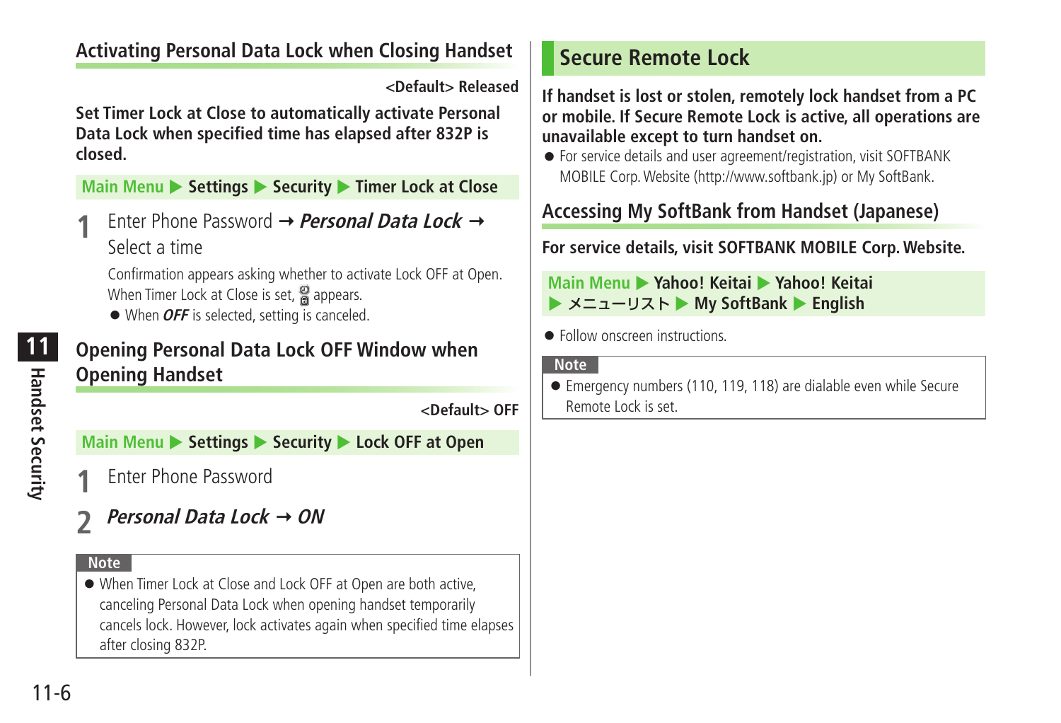## Activating Personal Data Lock when Closing Handset

<Default> Released

**Set Timer Lock at Close to automatically activate Personal Data Lock when specified time has elapsed after 832P is closed.**

**Main Menu ▶ Settings ▶ Security ▶ Timer Lock at Close**

1. Enter Phone Password → ***Personal Data Lock*** → Select a time

   Confirmation appears asking whether to activate Lock OFF at Open. When Timer Lock at Close is set, icon appears.

   - When ***OFF*** is selected, setting is canceled.

## Opening Personal Data Lock OFF Window when Opening Handset

<Default> OFF

**Main Menu ▶ Settings ▶ Security ▶ Lock OFF at Open**

1. Enter Phone Password
2. ***Personal Data Lock*** → ***ON***

**Note**

- When Timer Lock at Close and Lock OFF at Open are both active, canceling Personal Data Lock when opening handset temporarily cancels lock. However, lock activates again when specified time elapses after closing 832P.

# Secure Remote Lock

**If handset is lost or stolen, remotely lock handset from a PC or mobile. If Secure Remote Lock is active, all operations are unavailable except to turn handset on.**

- For service details and user agreement/registration, visit SOFTBANK MOBILE Corp. Website (http://www.softbank.jp) or My SoftBank.

## Accessing My SoftBank from Handset (Japanese)

**For service details, visit SOFTBANK MOBILE Corp. Website.**

**Main Menu ▶ Yahoo! Keitai ▶ Yahoo! Keitai ▶ メニューリスト ▶ My SoftBank ▶ English**

- Follow onscreen instructions.

**Note**

- Emergency numbers (110, 119, 118) are dialable even while Secure Remote Lock is set.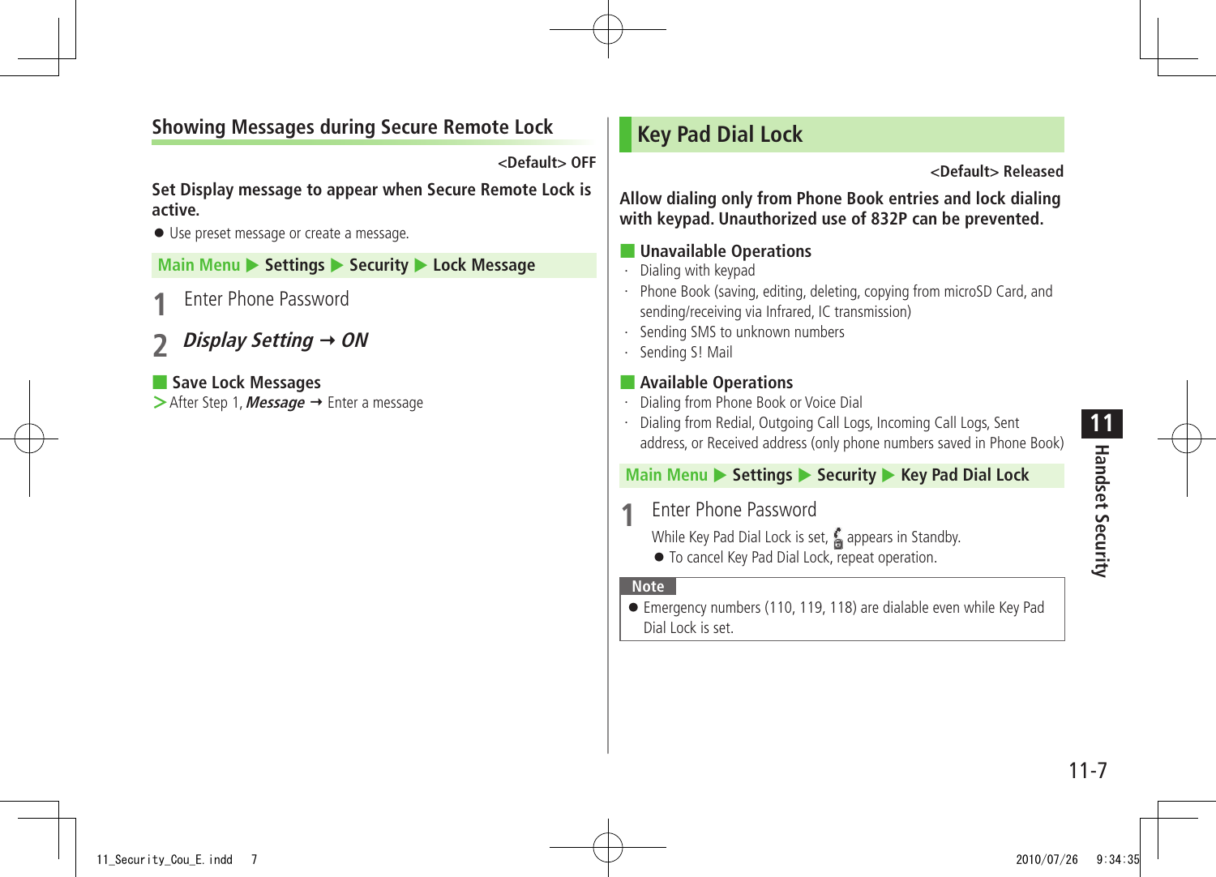## Showing Messages during Secure Remote Lock

<Default> OFF

**Set Display message to appear when Secure Remote Lock is active.**

- Use preset message or create a message.

**Main Menu ▶ Settings ▶ Security ▶ Lock Message**

1. Enter Phone Password
2. ***Display Setting* → *ON***

### Save Lock Messages

> After Step 1, ***Message*** → Enter a message

# Key Pad Dial Lock

<Default> Released

**Allow dialing only from Phone Book entries and lock dialing with keypad. Unauthorized use of 832P can be prevented.**

### Unavailable Operations

- Dialing with keypad
- Phone Book (saving, editing, deleting, copying from microSD Card, and sending/receiving via Infrared, IC transmission)
- Sending SMS to unknown numbers
- Sending S! Mail

### Available Operations

- Dialing from Phone Book or Voice Dial
- Dialing from Redial, Outgoing Call Logs, Incoming Call Logs, Sent address, or Received address (only phone numbers saved in Phone Book)

**Main Menu ▶ Settings ▶ Security ▶ Key Pad Dial Lock**

1. Enter Phone Password

   While Key Pad Dial Lock is set, appears in Standby.
   - To cancel Key Pad Dial Lock, repeat operation.

**Note**

- Emergency numbers (110, 119, 118) are dialable even while Key Pad Dial Lock is set.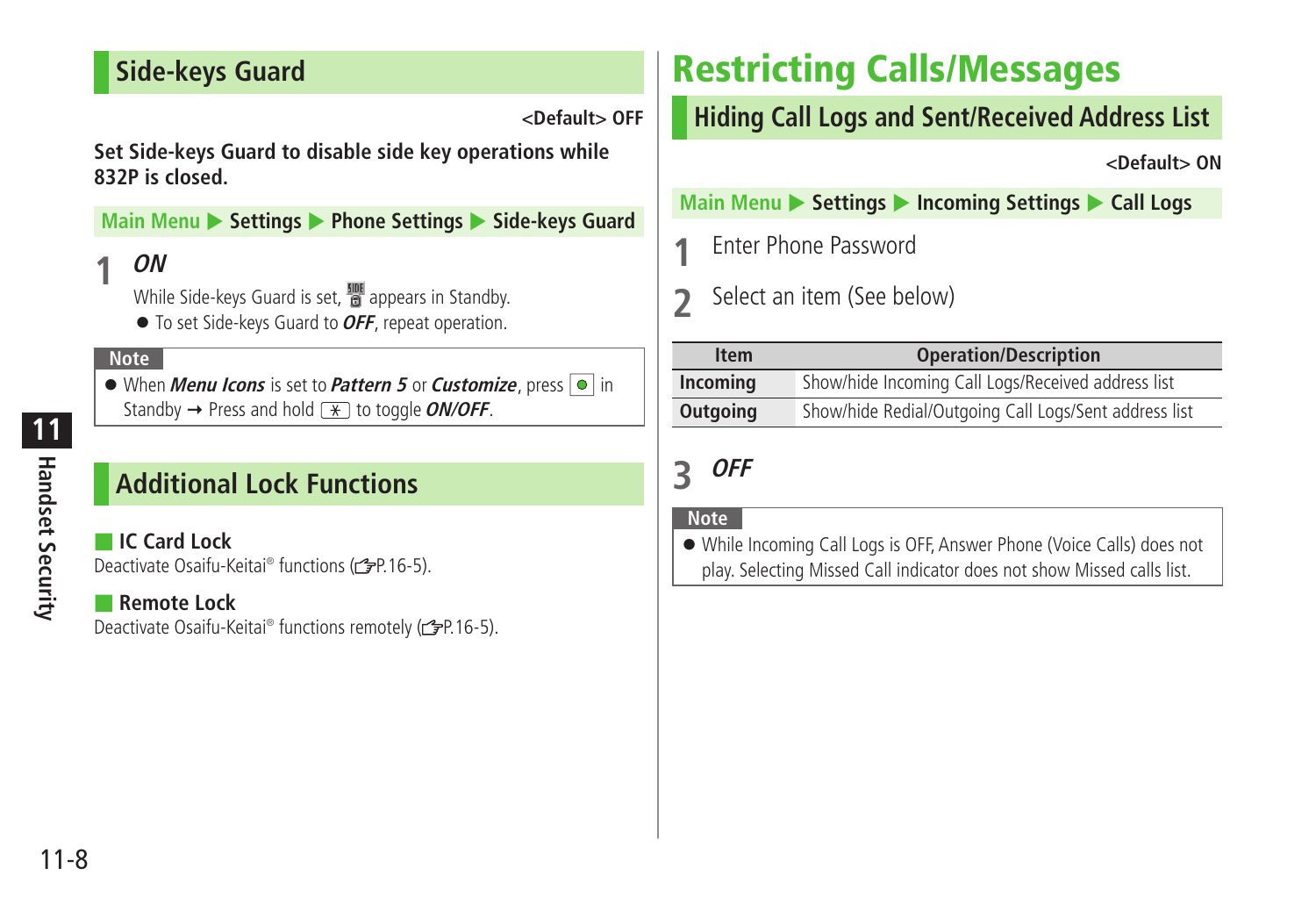## Side-keys Guard

<Default> OFF

**Set Side-keys Guard to disable side key operations while 832P is closed.**

Main Menu ▶ Settings ▶ Phone Settings ▶ Side-keys Guard

**1** ***ON***

While Side-keys Guard is set, appears in Standby.

- To set Side-keys Guard to ***OFF***, repeat operation.

**Note**

- When ***Menu Icons*** is set to ***Pattern 5*** or ***Customize***, press ● in Standby → Press and hold ✱ to toggle ***ON/OFF***.

## Additional Lock Functions

**IC Card Lock**

Deactivate Osaifu-Keitai® functions (☞P.16-5).

**Remote Lock**

Deactivate Osaifu-Keitai® functions remotely (☞P.16-5).

# Restricting Calls/Messages

## Hiding Call Logs and Sent/Received Address List

<Default> ON

Main Menu ▶ Settings ▶ Incoming Settings ▶ Call Logs

**1** Enter Phone Password

**2** Select an item (See below)

| Item | Operation/Description |
|---|---|
| **Incoming** | Show/hide Incoming Call Logs/Received address list |
| **Outgoing** | Show/hide Redial/Outgoing Call Logs/Sent address list |

**3** ***OFF***

**Note**

- While Incoming Call Logs is OFF, Answer Phone (Voice Calls) does not play. Selecting Missed Call indicator does not show Missed calls list.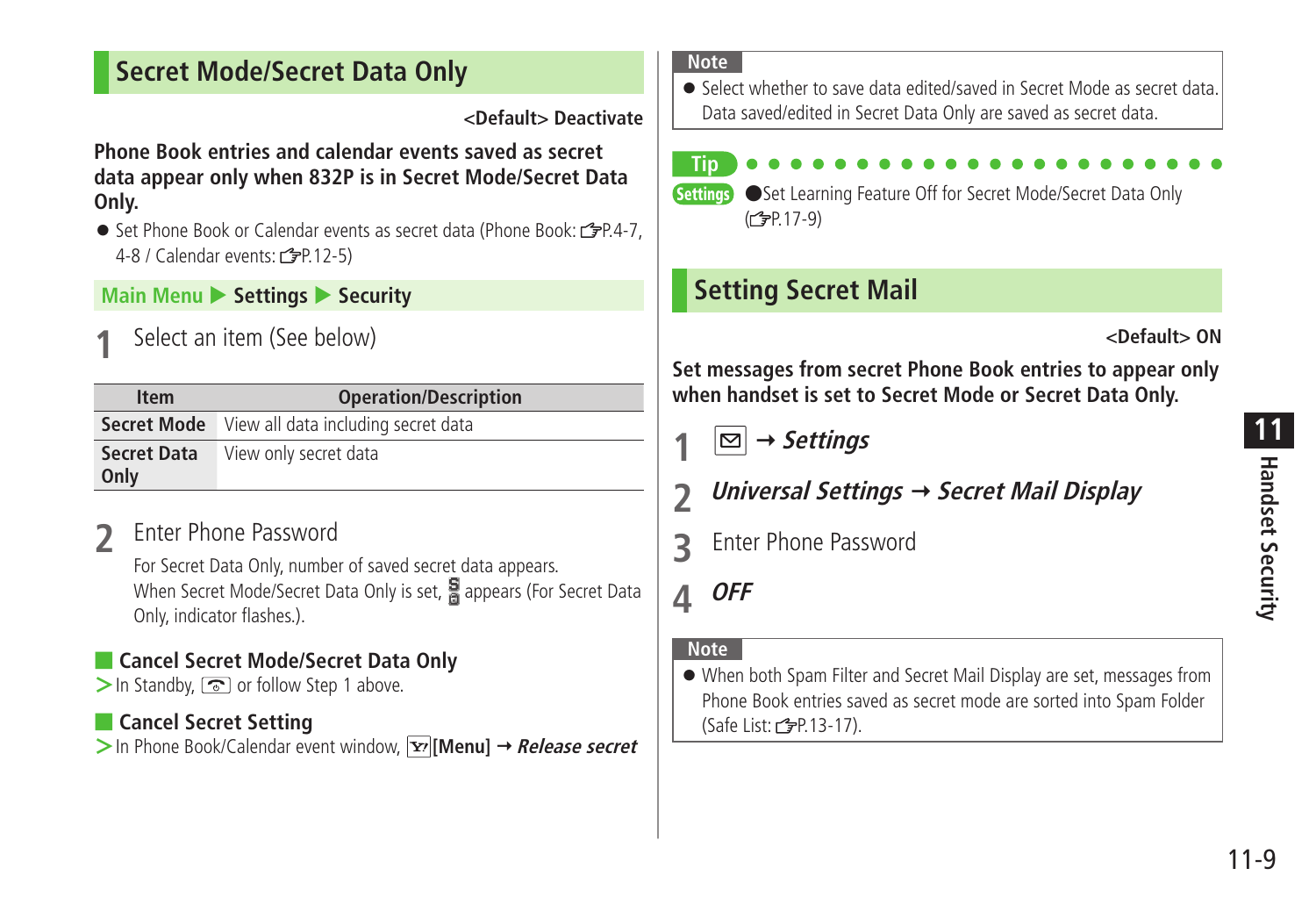## Secret Mode/Secret Data Only

<Default> Deactivate

**Phone Book entries and calendar events saved as secret data appear only when 832P is in Secret Mode/Secret Data Only.**

- Set Phone Book or Calendar events as secret data (Phone Book: ☞P.4-7, 4-8 / Calendar events: ☞P.12-5)

**Main Menu ▶ Settings ▶ Security**

**1** Select an item (See below)

| Item | Operation/Description |
|---|---|
| **Secret Mode** | View all data including secret data |
| **Secret Data Only** | View only secret data |

**2** Enter Phone Password

For Secret Data Only, number of saved secret data appears.
When Secret Mode/Secret Data Only is set, appears (For Secret Data Only, indicator flashes.).

### Cancel Secret Mode/Secret Data Only

> In Standby, or follow Step 1 above.

### Cancel Secret Setting

> In Phone Book/Calendar event window, [Menu] → *Release secret*

**Note**

- Select whether to save data edited/saved in Secret Mode as secret data. Data saved/edited in Secret Data Only are saved as secret data.

**Tip**

**Settings** ●Set Learning Feature Off for Secret Mode/Secret Data Only (☞P.17-9)

## Setting Secret Mail

<Default> ON

**Set messages from secret Phone Book entries to appear only when handset is set to Secret Mode or Secret Data Only.**

**1** → ***Settings***

**2** ***Universal Settings → Secret Mail Display***

**3** Enter Phone Password

**4** ***OFF***

**Note**

- When both Spam Filter and Secret Mail Display are set, messages from Phone Book entries saved as secret mode are sorted into Spam Folder (Safe List: ☞P.13-17).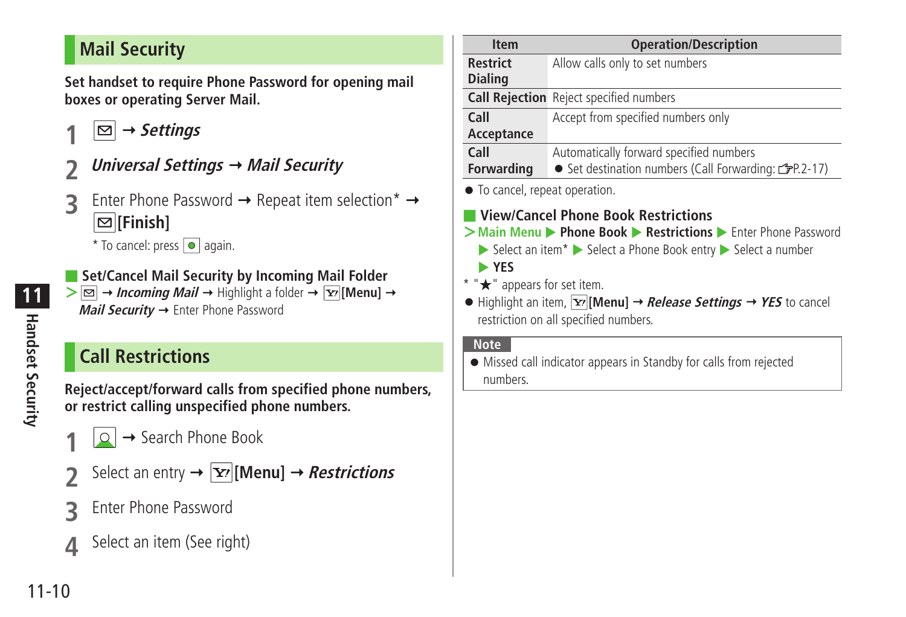## Mail Security

**Set handset to require Phone Password for opening mail boxes or operating Server Mail.**

**1** ✉ → ***Settings***

**2** ***Universal Settings*** → ***Mail Security***

**3** Enter Phone Password → Repeat item selection* → ✉**[Finish]**

\* To cancel: press ● again.

### Set/Cancel Mail Security by Incoming Mail Folder

> ✉ → ***Incoming Mail*** → Highlight a folder → Y!**[Menu]** → ***Mail Security*** → Enter Phone Password

## Call Restrictions

**Reject/accept/forward calls from specified phone numbers, or restrict calling unspecified phone numbers.**

**1** 🔍 → Search Phone Book

**2** Select an entry → Y!**[Menu]** → ***Restrictions***

**3** Enter Phone Password

**4** Select an item (See right)

| Item | Operation/Description |
|---|---|
| **Restrict Dialing** | Allow calls only to set numbers |
| **Call Rejection** | Reject specified numbers |
| **Call Acceptance** | Accept from specified numbers only |
| **Call Forwarding** | Automatically forward specified numbers<br>● Set destination numbers (Call Forwarding: ☞P.2-17) |

● To cancel, repeat operation.

### View/Cancel Phone Book Restrictions

> Main Menu ▶ **Phone Book** ▶ **Restrictions** ▶ Enter Phone Password ▶ Select an item* ▶ Select a Phone Book entry ▶ Select a number ▶ **YES**

\* "★" appears for set item.

● Highlight an item, Y!**[Menu]** → ***Release Settings*** → ***YES*** to cancel restriction on all specified numbers.

**Note**

● Missed call indicator appears in Standby for calls from rejected numbers.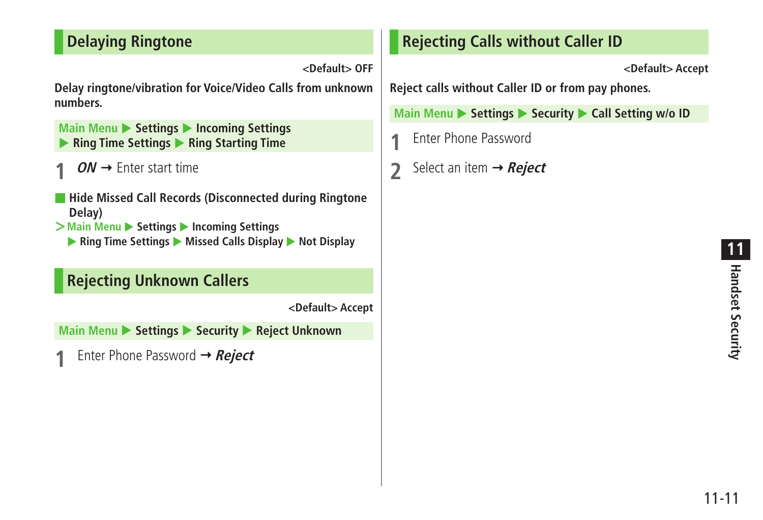## Delaying Ringtone

<Default> OFF

**Delay ringtone/vibration for Voice/Video Calls from unknown numbers.**

Main Menu ▶ Settings ▶ Incoming Settings ▶ Ring Time Settings ▶ Ring Starting Time

1. ***ON*** → Enter start time

■ **Hide Missed Call Records (Disconnected during Ringtone Delay)**

> Main Menu ▶ Settings ▶ Incoming Settings ▶ Ring Time Settings ▶ Missed Calls Display ▶ Not Display

## Rejecting Unknown Callers

<Default> Accept

Main Menu ▶ Settings ▶ Security ▶ Reject Unknown

1. Enter Phone Password → ***Reject***

## Rejecting Calls without Caller ID

<Default> Accept

**Reject calls without Caller ID or from pay phones.**

Main Menu ▶ Settings ▶ Security ▶ Call Setting w/o ID

1. Enter Phone Password
2. Select an item → ***Reject***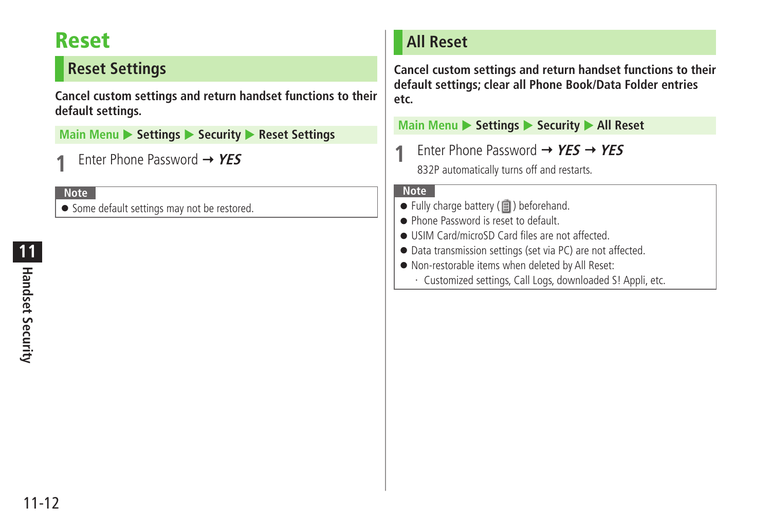# Reset

## Reset Settings

**Cancel custom settings and return handset functions to their default settings.**

Main Menu ▶ **Settings** ▶ **Security** ▶ **Reset Settings**

1 Enter Phone Password → ***YES***

**Note**

- Some default settings may not be restored.

## All Reset

**Cancel custom settings and return handset functions to their default settings; clear all Phone Book/Data Folder entries etc.**

Main Menu ▶ **Settings** ▶ **Security** ▶ **All Reset**

1 Enter Phone Password → ***YES*** → ***YES***

832P automatically turns off and restarts.

**Note**

- Fully charge battery ( ) beforehand.
- Phone Password is reset to default.
- USIM Card/microSD Card files are not affected.
- Data transmission settings (set via PC) are not affected.
- Non-restorable items when deleted by All Reset:
  - · Customized settings, Call Logs, downloaded S! Appli, etc.